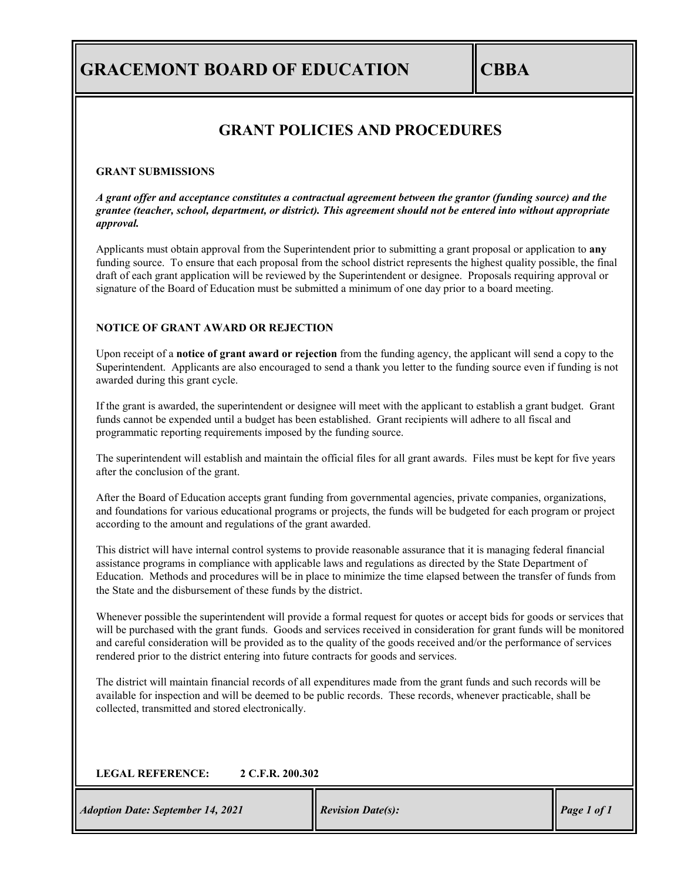# GRACEMONT BOARD OF EDUCATION

**CBBA**

## GRANT POLICIES AND PROCEDURES

### GRANT SUBMISSIONS

***A grant offer and acceptance constitutes a contractual agreement between the grantor (funding source) and the grantee (teacher, school, department, or district). This agreement should not be entered into without appropriate approval.***

Applicants must obtain approval from the Superintendent prior to submitting a grant proposal or application to **any** funding source. To ensure that each proposal from the school district represents the highest quality possible, the final draft of each grant application will be reviewed by the Superintendent or designee. Proposals requiring approval or signature of the Board of Education must be submitted a minimum of one day prior to a board meeting.

### NOTICE OF GRANT AWARD OR REJECTION

Upon receipt of a **notice of grant award or rejection** from the funding agency, the applicant will send a copy to the Superintendent. Applicants are also encouraged to send a thank you letter to the funding source even if funding is not awarded during this grant cycle.

If the grant is awarded, the superintendent or designee will meet with the applicant to establish a grant budget. Grant funds cannot be expended until a budget has been established. Grant recipients will adhere to all fiscal and programmatic reporting requirements imposed by the funding source.

The superintendent will establish and maintain the official files for all grant awards. Files must be kept for five years after the conclusion of the grant.

After the Board of Education accepts grant funding from governmental agencies, private companies, organizations, and foundations for various educational programs or projects, the funds will be budgeted for each program or project according to the amount and regulations of the grant awarded.

This district will have internal control systems to provide reasonable assurance that it is managing federal financial assistance programs in compliance with applicable laws and regulations as directed by the State Department of Education. Methods and procedures will be in place to minimize the time elapsed between the transfer of funds from the State and the disbursement of these funds by the district.

Whenever possible the superintendent will provide a formal request for quotes or accept bids for goods or services that will be purchased with the grant funds. Goods and services received in consideration for grant funds will be monitored and careful consideration will be provided as to the quality of the goods received and/or the performance of services rendered prior to the district entering into future contracts for goods and services.

The district will maintain financial records of all expenditures made from the grant funds and such records will be available for inspection and will be deemed to be public records. These records, whenever practicable, shall be collected, transmitted and stored electronically.

**LEGAL REFERENCE: 2 C.F.R. 200.302**

| *Adoption Date: September 14, 2021* | *Revision Date(s):* |
| --- | --- |